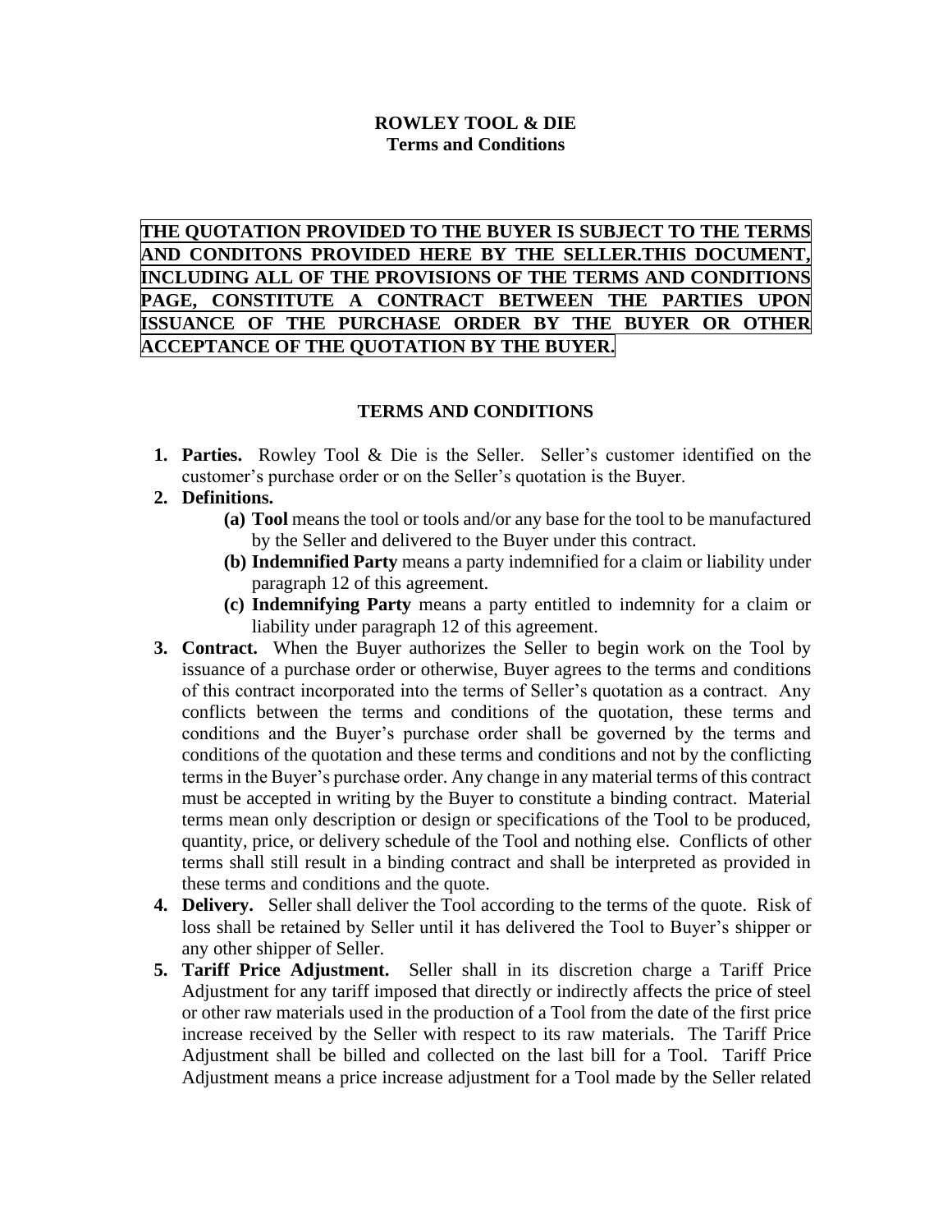**ROWLEY TOOL & DIE**
**Terms and Conditions**

**THE QUOTATION PROVIDED TO THE BUYER IS SUBJECT TO THE TERMS AND CONDITONS PROVIDED HERE BY THE SELLER.THIS DOCUMENT, INCLUDING ALL OF THE PROVISIONS OF THE TERMS AND CONDITIONS PAGE, CONSTITUTE A CONTRACT BETWEEN THE PARTIES UPON ISSUANCE OF THE PURCHASE ORDER BY THE BUYER OR OTHER ACCEPTANCE OF THE QUOTATION BY THE BUYER.**

## TERMS AND CONDITIONS

1. **Parties.** Rowley Tool & Die is the Seller. Seller's customer identified on the customer's purchase order or on the Seller's quotation is the Buyer.
2. **Definitions.**
   - **(a) Tool** means the tool or tools and/or any base for the tool to be manufactured by the Seller and delivered to the Buyer under this contract.
   - **(b) Indemnified Party** means a party indemnified for a claim or liability under paragraph 12 of this agreement.
   - **(c) Indemnifying Party** means a party entitled to indemnity for a claim or liability under paragraph 12 of this agreement.
3. **Contract.** When the Buyer authorizes the Seller to begin work on the Tool by issuance of a purchase order or otherwise, Buyer agrees to the terms and conditions of this contract incorporated into the terms of Seller's quotation as a contract. Any conflicts between the terms and conditions of the quotation, these terms and conditions and the Buyer's purchase order shall be governed by the terms and conditions of the quotation and these terms and conditions and not by the conflicting terms in the Buyer's purchase order. Any change in any material terms of this contract must be accepted in writing by the Buyer to constitute a binding contract. Material terms mean only description or design or specifications of the Tool to be produced, quantity, price, or delivery schedule of the Tool and nothing else. Conflicts of other terms shall still result in a binding contract and shall be interpreted as provided in these terms and conditions and the quote.
4. **Delivery.** Seller shall deliver the Tool according to the terms of the quote. Risk of loss shall be retained by Seller until it has delivered the Tool to Buyer's shipper or any other shipper of Seller.
5. **Tariff Price Adjustment.** Seller shall in its discretion charge a Tariff Price Adjustment for any tariff imposed that directly or indirectly affects the price of steel or other raw materials used in the production of a Tool from the date of the first price increase received by the Seller with respect to its raw materials. The Tariff Price Adjustment shall be billed and collected on the last bill for a Tool. Tariff Price Adjustment means a price increase adjustment for a Tool made by the Seller related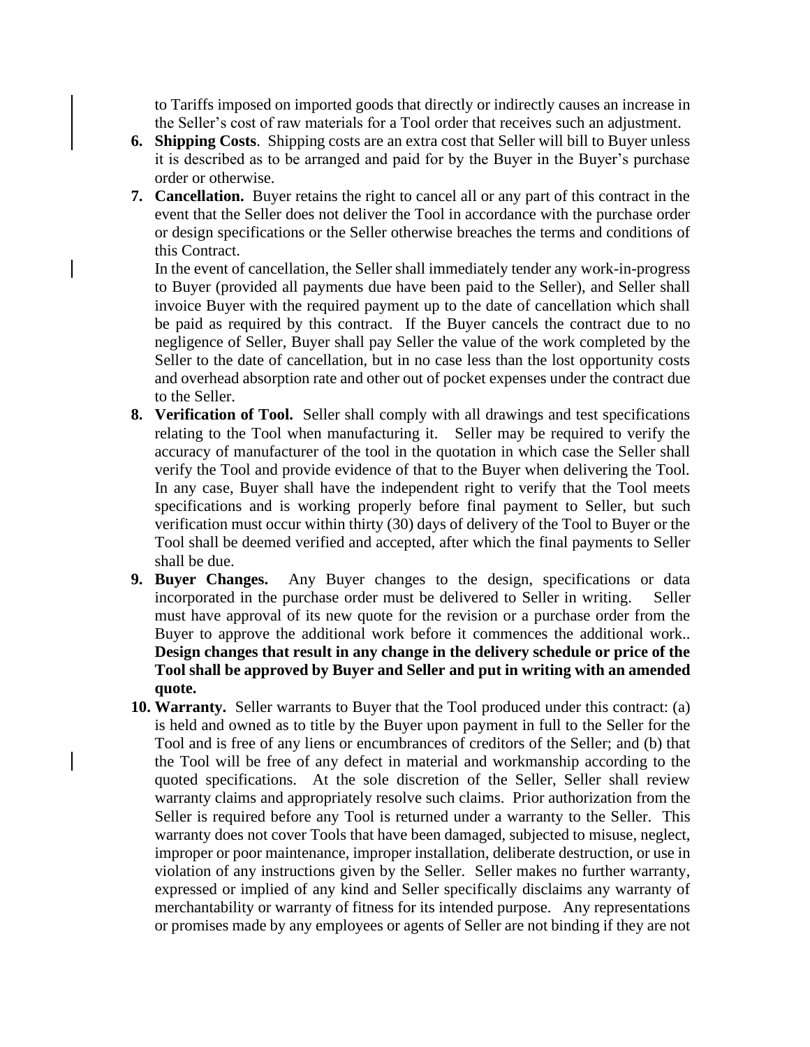to Tariffs imposed on imported goods that directly or indirectly causes an increase in the Seller's cost of raw materials for a Tool order that receives such an adjustment.

6. **Shipping Costs**. Shipping costs are an extra cost that Seller will bill to Buyer unless it is described as to be arranged and paid for by the Buyer in the Buyer's purchase order or otherwise.
7. **Cancellation.** Buyer retains the right to cancel all or any part of this contract in the event that the Seller does not deliver the Tool in accordance with the purchase order or design specifications or the Seller otherwise breaches the terms and conditions of this Contract.

   In the event of cancellation, the Seller shall immediately tender any work-in-progress to Buyer (provided all payments due have been paid to the Seller), and Seller shall invoice Buyer with the required payment up to the date of cancellation which shall be paid as required by this contract. If the Buyer cancels the contract due to no negligence of Seller, Buyer shall pay Seller the value of the work completed by the Seller to the date of cancellation, but in no case less than the lost opportunity costs and overhead absorption rate and other out of pocket expenses under the contract due to the Seller.
8. **Verification of Tool.** Seller shall comply with all drawings and test specifications relating to the Tool when manufacturing it. Seller may be required to verify the accuracy of manufacturer of the tool in the quotation in which case the Seller shall verify the Tool and provide evidence of that to the Buyer when delivering the Tool. In any case, Buyer shall have the independent right to verify that the Tool meets specifications and is working properly before final payment to Seller, but such verification must occur within thirty (30) days of delivery of the Tool to Buyer or the Tool shall be deemed verified and accepted, after which the final payments to Seller shall be due.
9. **Buyer Changes.** Any Buyer changes to the design, specifications or data incorporated in the purchase order must be delivered to Seller in writing. Seller must have approval of its new quote for the revision or a purchase order from the Buyer to approve the additional work before it commences the additional work.. **Design changes that result in any change in the delivery schedule or price of the Tool shall be approved by Buyer and Seller and put in writing with an amended quote.**
10. **Warranty.** Seller warrants to Buyer that the Tool produced under this contract: (a) is held and owned as to title by the Buyer upon payment in full to the Seller for the Tool and is free of any liens or encumbrances of creditors of the Seller; and (b) that the Tool will be free of any defect in material and workmanship according to the quoted specifications. At the sole discretion of the Seller, Seller shall review warranty claims and appropriately resolve such claims. Prior authorization from the Seller is required before any Tool is returned under a warranty to the Seller. This warranty does not cover Tools that have been damaged, subjected to misuse, neglect, improper or poor maintenance, improper installation, deliberate destruction, or use in violation of any instructions given by the Seller. Seller makes no further warranty, expressed or implied of any kind and Seller specifically disclaims any warranty of merchantability or warranty of fitness for its intended purpose. Any representations or promises made by any employees or agents of Seller are not binding if they are not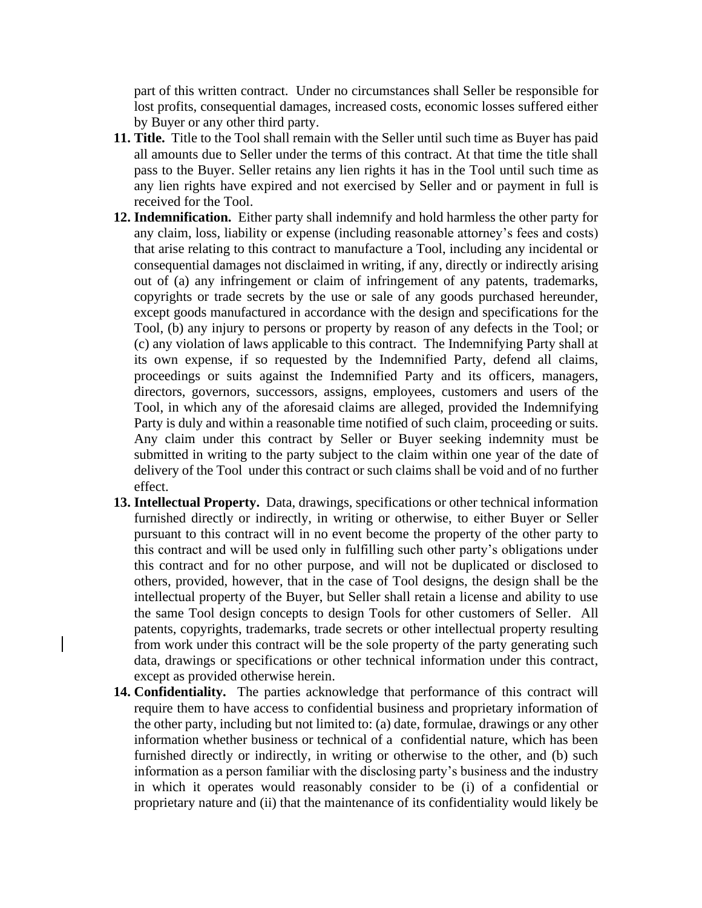part of this written contract. Under no circumstances shall Seller be responsible for lost profits, consequential damages, increased costs, economic losses suffered either by Buyer or any other third party.

11. **Title.** Title to the Tool shall remain with the Seller until such time as Buyer has paid all amounts due to Seller under the terms of this contract. At that time the title shall pass to the Buyer. Seller retains any lien rights it has in the Tool until such time as any lien rights have expired and not exercised by Seller and or payment in full is received for the Tool.
12. **Indemnification.** Either party shall indemnify and hold harmless the other party for any claim, loss, liability or expense (including reasonable attorney's fees and costs) that arise relating to this contract to manufacture a Tool, including any incidental or consequential damages not disclaimed in writing, if any, directly or indirectly arising out of (a) any infringement or claim of infringement of any patents, trademarks, copyrights or trade secrets by the use or sale of any goods purchased hereunder, except goods manufactured in accordance with the design and specifications for the Tool, (b) any injury to persons or property by reason of any defects in the Tool; or (c) any violation of laws applicable to this contract. The Indemnifying Party shall at its own expense, if so requested by the Indemnified Party, defend all claims, proceedings or suits against the Indemnified Party and its officers, managers, directors, governors, successors, assigns, employees, customers and users of the Tool, in which any of the aforesaid claims are alleged, provided the Indemnifying Party is duly and within a reasonable time notified of such claim, proceeding or suits. Any claim under this contract by Seller or Buyer seeking indemnity must be submitted in writing to the party subject to the claim within one year of the date of delivery of the Tool under this contract or such claims shall be void and of no further effect.
13. **Intellectual Property.** Data, drawings, specifications or other technical information furnished directly or indirectly, in writing or otherwise, to either Buyer or Seller pursuant to this contract will in no event become the property of the other party to this contract and will be used only in fulfilling such other party's obligations under this contract and for no other purpose, and will not be duplicated or disclosed to others, provided, however, that in the case of Tool designs, the design shall be the intellectual property of the Buyer, but Seller shall retain a license and ability to use the same Tool design concepts to design Tools for other customers of Seller. All patents, copyrights, trademarks, trade secrets or other intellectual property resulting from work under this contract will be the sole property of the party generating such data, drawings or specifications or other technical information under this contract, except as provided otherwise herein.
14. **Confidentiality.** The parties acknowledge that performance of this contract will require them to have access to confidential business and proprietary information of the other party, including but not limited to: (a) date, formulae, drawings or any other information whether business or technical of a confidential nature, which has been furnished directly or indirectly, in writing or otherwise to the other, and (b) such information as a person familiar with the disclosing party's business and the industry in which it operates would reasonably consider to be (i) of a confidential or proprietary nature and (ii) that the maintenance of its confidentiality would likely be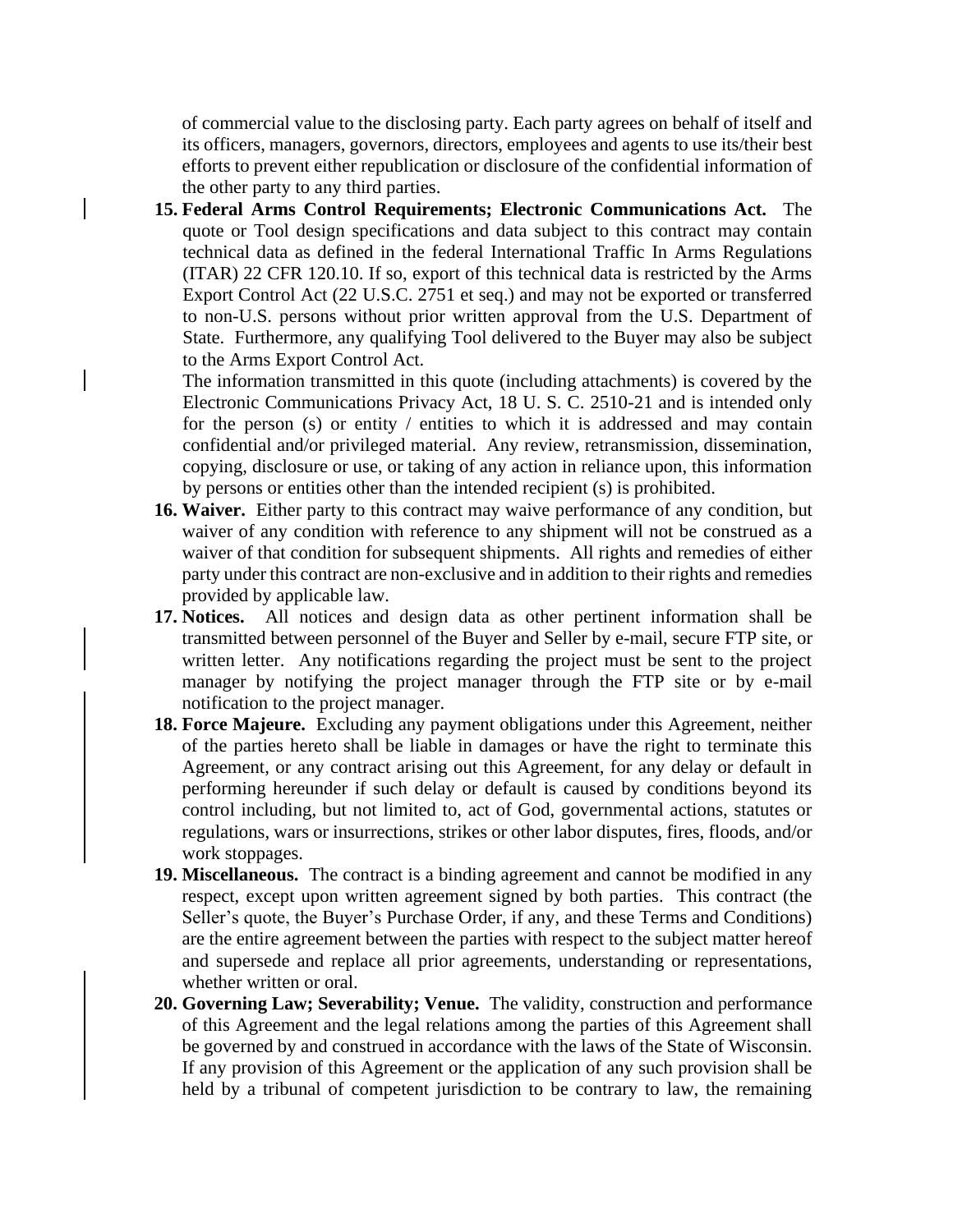of commercial value to the disclosing party. Each party agrees on behalf of itself and its officers, managers, governors, directors, employees and agents to use its/their best efforts to prevent either republication or disclosure of the confidential information of the other party to any third parties.

15. **Federal Arms Control Requirements; Electronic Communications Act.** The quote or Tool design specifications and data subject to this contract may contain technical data as defined in the federal International Traffic In Arms Regulations (ITAR) 22 CFR 120.10. If so, export of this technical data is restricted by the Arms Export Control Act (22 U.S.C. 2751 et seq.) and may not be exported or transferred to non-U.S. persons without prior written approval from the U.S. Department of State. Furthermore, any qualifying Tool delivered to the Buyer may also be subject to the Arms Export Control Act.

    The information transmitted in this quote (including attachments) is covered by the Electronic Communications Privacy Act, 18 U. S. C. 2510-21 and is intended only for the person (s) or entity / entities to which it is addressed and may contain confidential and/or privileged material. Any review, retransmission, dissemination, copying, disclosure or use, or taking of any action in reliance upon, this information by persons or entities other than the intended recipient (s) is prohibited.

16. **Waiver.** Either party to this contract may waive performance of any condition, but waiver of any condition with reference to any shipment will not be construed as a waiver of that condition for subsequent shipments. All rights and remedies of either party under this contract are non-exclusive and in addition to their rights and remedies provided by applicable law.

17. **Notices.** All notices and design data as other pertinent information shall be transmitted between personnel of the Buyer and Seller by e-mail, secure FTP site, or written letter. Any notifications regarding the project must be sent to the project manager by notifying the project manager through the FTP site or by e-mail notification to the project manager.

18. **Force Majeure.** Excluding any payment obligations under this Agreement, neither of the parties hereto shall be liable in damages or have the right to terminate this Agreement, or any contract arising out this Agreement, for any delay or default in performing hereunder if such delay or default is caused by conditions beyond its control including, but not limited to, act of God, governmental actions, statutes or regulations, wars or insurrections, strikes or other labor disputes, fires, floods, and/or work stoppages.

19. **Miscellaneous.** The contract is a binding agreement and cannot be modified in any respect, except upon written agreement signed by both parties. This contract (the Seller's quote, the Buyer's Purchase Order, if any, and these Terms and Conditions) are the entire agreement between the parties with respect to the subject matter hereof and supersede and replace all prior agreements, understanding or representations, whether written or oral.

20. **Governing Law; Severability; Venue.** The validity, construction and performance of this Agreement and the legal relations among the parties of this Agreement shall be governed by and construed in accordance with the laws of the State of Wisconsin. If any provision of this Agreement or the application of any such provision shall be held by a tribunal of competent jurisdiction to be contrary to law, the remaining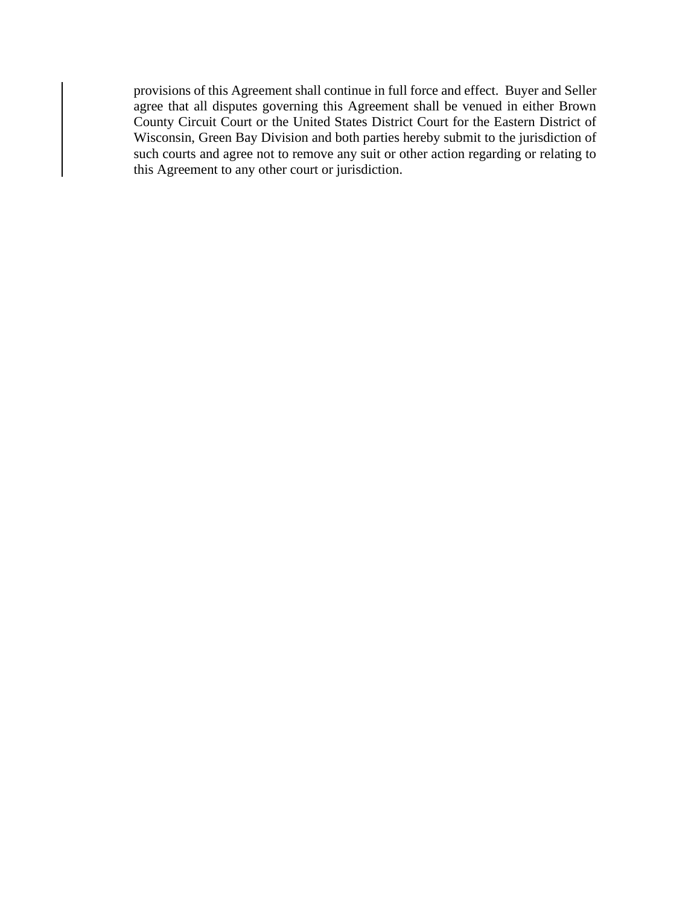provisions of this Agreement shall continue in full force and effect. Buyer and Seller agree that all disputes governing this Agreement shall be venued in either Brown County Circuit Court or the United States District Court for the Eastern District of Wisconsin, Green Bay Division and both parties hereby submit to the jurisdiction of such courts and agree not to remove any suit or other action regarding or relating to this Agreement to any other court or jurisdiction.